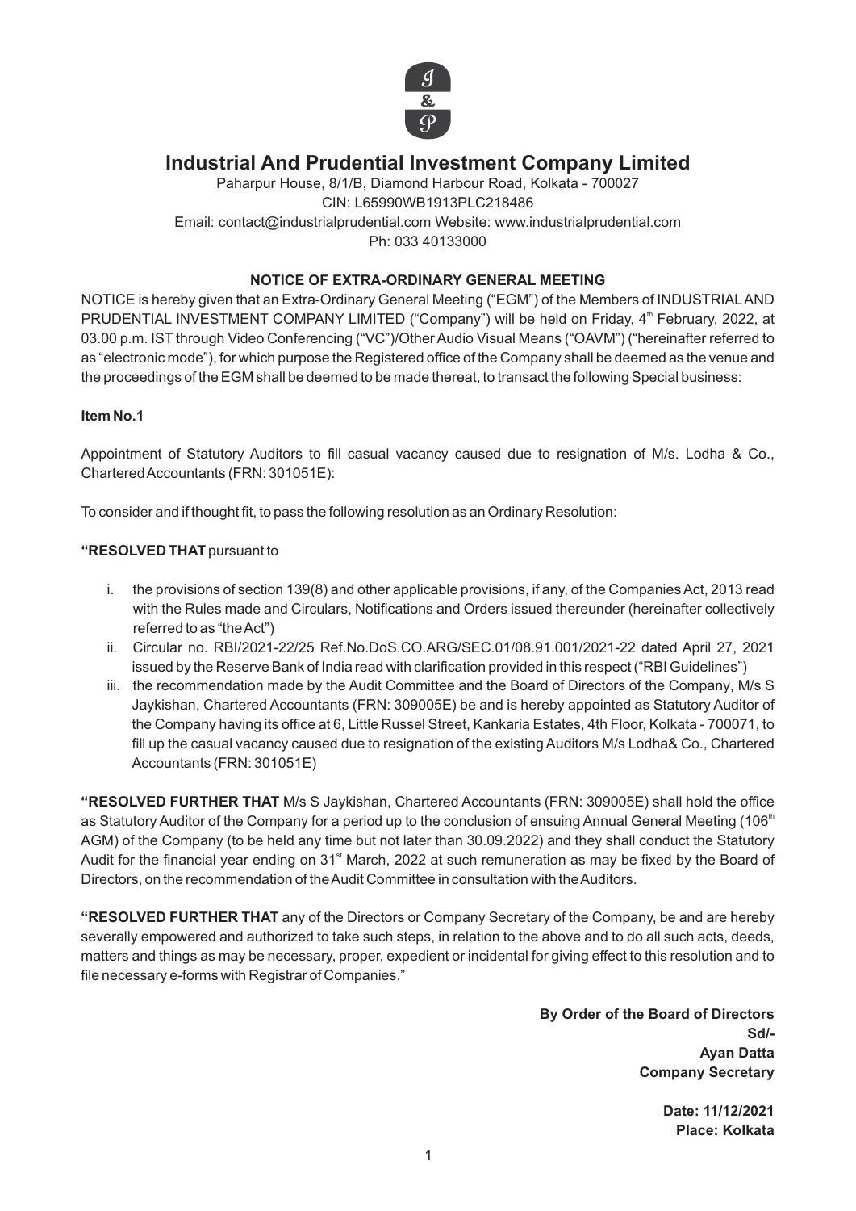# Industrial And Prudential Investment Company Limited

Paharpur House, 8/1/B, Diamond Harbour Road, Kolkata - 700027
CIN: L65990WB1913PLC218486
Email: contact@industrialprudential.com Website: www.industrialprudential.com
Ph: 033 40133000

## NOTICE OF EXTRA-ORDINARY GENERAL MEETING

NOTICE is hereby given that an Extra-Ordinary General Meeting ("EGM") of the Members of INDUSTRIAL AND PRUDENTIAL INVESTMENT COMPANY LIMITED ("Company") will be held on Friday, 4th February, 2022, at 03.00 p.m. IST through Video Conferencing ("VC")/Other Audio Visual Means ("OAVM") ("hereinafter referred to as "electronic mode"), for which purpose the Registered office of the Company shall be deemed as the venue and the proceedings of the EGM shall be deemed to be made thereat, to transact the following Special business:

**Item No.1**

Appointment of Statutory Auditors to fill casual vacancy caused due to resignation of M/s. Lodha & Co., Chartered Accountants (FRN: 301051E):

To consider and if thought fit, to pass the following resolution as an Ordinary Resolution:

**"RESOLVED THAT** pursuant to

i. the provisions of section 139(8) and other applicable provisions, if any, of the Companies Act, 2013 read with the Rules made and Circulars, Notifications and Orders issued thereunder (hereinafter collectively referred to as "the Act")
ii. Circular no. RBI/2021-22/25 Ref.No.DoS.CO.ARG/SEC.01/08.91.001/2021-22 dated April 27, 2021 issued by the Reserve Bank of India read with clarification provided in this respect ("RBI Guidelines")
iii. the recommendation made by the Audit Committee and the Board of Directors of the Company, M/s S Jaykishan, Chartered Accountants (FRN: 309005E) be and is hereby appointed as Statutory Auditor of the Company having its office at 6, Little Russel Street, Kankaria Estates, 4th Floor, Kolkata - 700071, to fill up the casual vacancy caused due to resignation of the existing Auditors M/s Lodha& Co., Chartered Accountants (FRN: 301051E)

**"RESOLVED FURTHER THAT** M/s S Jaykishan, Chartered Accountants (FRN: 309005E) shall hold the office as Statutory Auditor of the Company for a period up to the conclusion of ensuing Annual General Meeting (106th AGM) of the Company (to be held any time but not later than 30.09.2022) and they shall conduct the Statutory Audit for the financial year ending on 31st March, 2022 at such remuneration as may be fixed by the Board of Directors, on the recommendation of the Audit Committee in consultation with the Auditors.

**"RESOLVED FURTHER THAT** any of the Directors or Company Secretary of the Company, be and are hereby severally empowered and authorized to take such steps, in relation to the above and to do all such acts, deeds, matters and things as may be necessary, proper, expedient or incidental for giving effect to this resolution and to file necessary e-forms with Registrar of Companies."

**By Order of the Board of Directors**
**Sd/-**
**Ayan Datta**
**Company Secretary**

**Date: 11/12/2021**
**Place: Kolkata**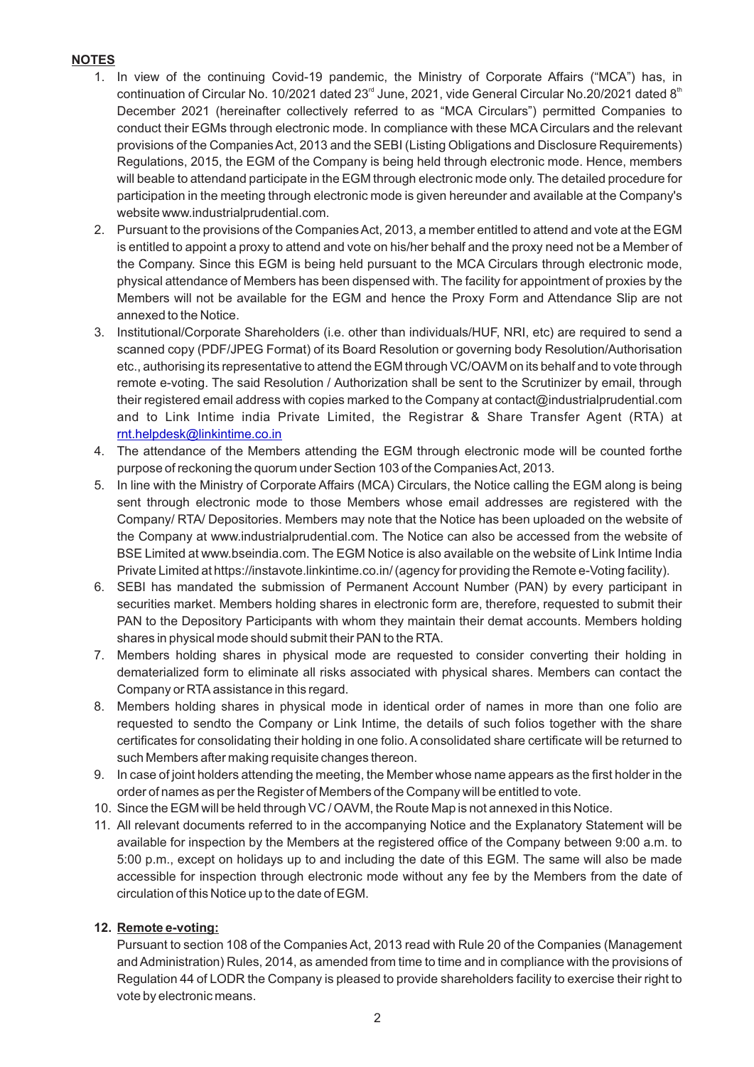## NOTES

1. In view of the continuing Covid-19 pandemic, the Ministry of Corporate Affairs ("MCA") has, in continuation of Circular No. 10/2021 dated 23rd June, 2021, vide General Circular No.20/2021 dated 8th December 2021 (hereinafter collectively referred to as "MCA Circulars") permitted Companies to conduct their EGMs through electronic mode. In compliance with these MCA Circulars and the relevant provisions of the Companies Act, 2013 and the SEBI (Listing Obligations and Disclosure Requirements) Regulations, 2015, the EGM of the Company is being held through electronic mode. Hence, members will beable to attendand participate in the EGM through electronic mode only. The detailed procedure for participation in the meeting through electronic mode is given hereunder and available at the Company's website www.industrialprudential.com.
2. Pursuant to the provisions of the Companies Act, 2013, a member entitled to attend and vote at the EGM is entitled to appoint a proxy to attend and vote on his/her behalf and the proxy need not be a Member of the Company. Since this EGM is being held pursuant to the MCA Circulars through electronic mode, physical attendance of Members has been dispensed with. The facility for appointment of proxies by the Members will not be available for the EGM and hence the Proxy Form and Attendance Slip are not annexed to the Notice.
3. Institutional/Corporate Shareholders (i.e. other than individuals/HUF, NRI, etc) are required to send a scanned copy (PDF/JPEG Format) of its Board Resolution or governing body Resolution/Authorisation etc., authorising its representative to attend the EGM through VC/OAVM on its behalf and to vote through remote e-voting. The said Resolution / Authorization shall be sent to the Scrutinizer by email, through their registered email address with copies marked to the Company at contact@industrialprudential.com and to Link Intime india Private Limited, the Registrar & Share Transfer Agent (RTA) at rnt.helpdesk@linkintime.co.in
4. The attendance of the Members attending the EGM through electronic mode will be counted forthe purpose of reckoning the quorum under Section 103 of the Companies Act, 2013.
5. In line with the Ministry of Corporate Affairs (MCA) Circulars, the Notice calling the EGM along is being sent through electronic mode to those Members whose email addresses are registered with the Company/ RTA/ Depositories. Members may note that the Notice has been uploaded on the website of the Company at www.industrialprudential.com. The Notice can also be accessed from the website of BSE Limited at www.bseindia.com. The EGM Notice is also available on the website of Link Intime India Private Limited at https://instavote.linkintime.co.in/ (agency for providing the Remote e-Voting facility).
6. SEBI has mandated the submission of Permanent Account Number (PAN) by every participant in securities market. Members holding shares in electronic form are, therefore, requested to submit their PAN to the Depository Participants with whom they maintain their demat accounts. Members holding shares in physical mode should submit their PAN to the RTA.
7. Members holding shares in physical mode are requested to consider converting their holding in dematerialized form to eliminate all risks associated with physical shares. Members can contact the Company or RTA assistance in this regard.
8. Members holding shares in physical mode in identical order of names in more than one folio are requested to sendto the Company or Link Intime, the details of such folios together with the share certificates for consolidating their holding in one folio. A consolidated share certificate will be returned to such Members after making requisite changes thereon.
9. In case of joint holders attending the meeting, the Member whose name appears as the first holder in the order of names as per the Register of Members of the Company will be entitled to vote.
10. Since the EGM will be held through VC / OAVM, the Route Map is not annexed in this Notice.
11. All relevant documents referred to in the accompanying Notice and the Explanatory Statement will be available for inspection by the Members at the registered office of the Company between 9:00 a.m. to 5:00 p.m., except on holidays up to and including the date of this EGM. The same will also be made accessible for inspection through electronic mode without any fee by the Members from the date of circulation of this Notice up to the date of EGM.

12. **Remote e-voting:**

    Pursuant to section 108 of the Companies Act, 2013 read with Rule 20 of the Companies (Management and Administration) Rules, 2014, as amended from time to time and in compliance with the provisions of Regulation 44 of LODR the Company is pleased to provide shareholders facility to exercise their right to vote by electronic means.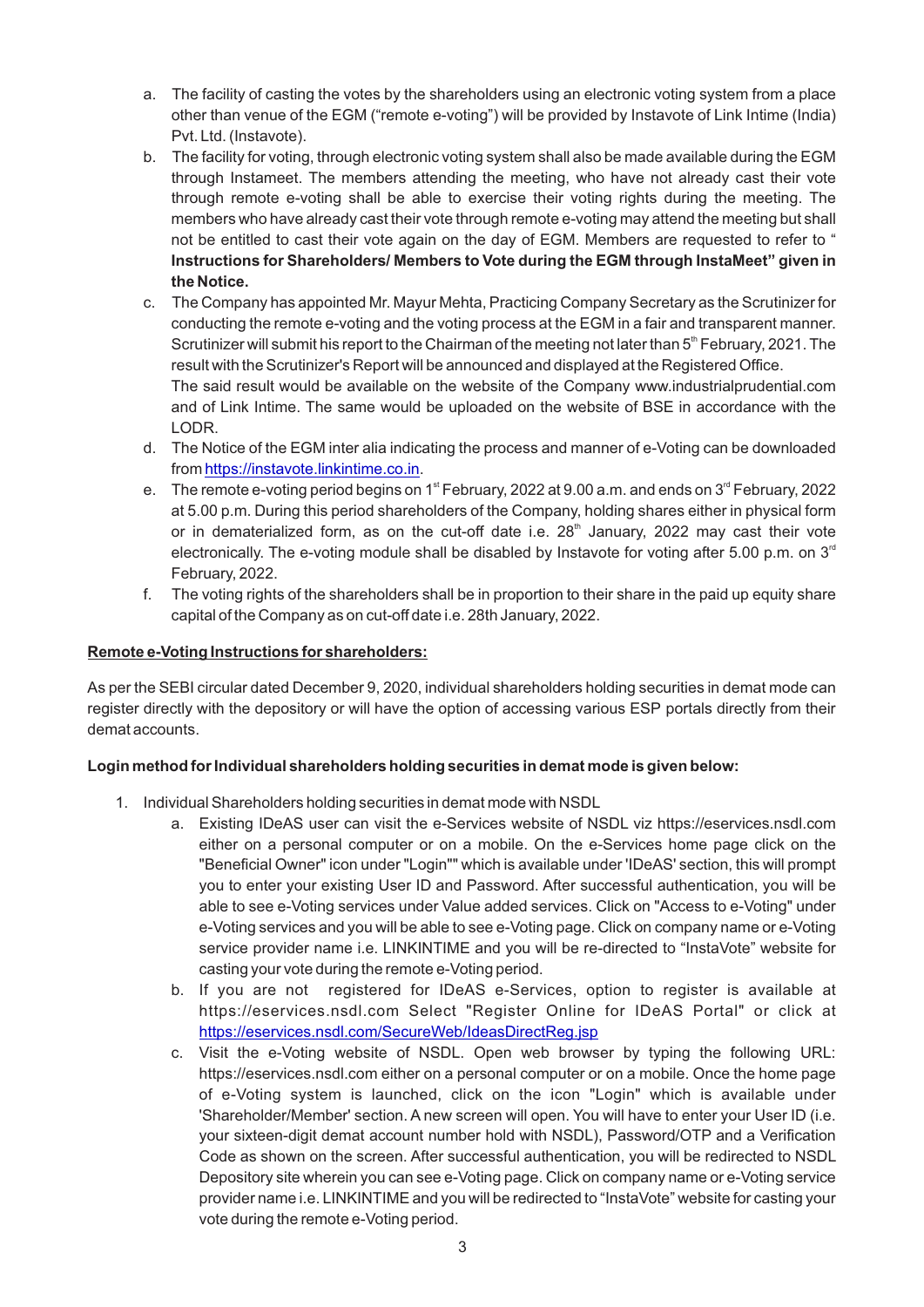a. The facility of casting the votes by the shareholders using an electronic voting system from a place other than venue of the EGM ("remote e-voting") will be provided by Instavote of Link Intime (India) Pvt. Ltd. (Instavote).
b. The facility for voting, through electronic voting system shall also be made available during the EGM through Instameet. The members attending the meeting, who have not already cast their vote through remote e-voting shall be able to exercise their voting rights during the meeting. The members who have already cast their vote through remote e-voting may attend the meeting but shall not be entitled to cast their vote again on the day of EGM. Members are requested to refer to " **Instructions for Shareholders/ Members to Vote during the EGM through InstaMeet" given in the Notice.**
c. The Company has appointed Mr. Mayur Mehta, Practicing Company Secretary as the Scrutinizer for conducting the remote e-voting and the voting process at the EGM in a fair and transparent manner. Scrutinizer will submit his report to the Chairman of the meeting not later than 5th February, 2021. The result with the Scrutinizer's Report will be announced and displayed at the Registered Office.
The said result would be available on the website of the Company www.industrialprudential.com and of Link Intime. The same would be uploaded on the website of BSE in accordance with the LODR.
d. The Notice of the EGM inter alia indicating the process and manner of e-Voting can be downloaded from https://instavote.linkintime.co.in.
e. The remote e-voting period begins on 1st February, 2022 at 9.00 a.m. and ends on 3rd February, 2022 at 5.00 p.m. During this period shareholders of the Company, holding shares either in physical form or in dematerialized form, as on the cut-off date i.e. 28th January, 2022 may cast their vote electronically. The e-voting module shall be disabled by Instavote for voting after 5.00 p.m. on 3rd February, 2022.
f. The voting rights of the shareholders shall be in proportion to their share in the paid up equity share capital of the Company as on cut-off date i.e. 28th January, 2022.

**Remote e-Voting Instructions for shareholders:**

As per the SEBI circular dated December 9, 2020, individual shareholders holding securities in demat mode can register directly with the depository or will have the option of accessing various ESP portals directly from their demat accounts.

**Login method for Individual shareholders holding securities in demat mode is given below:**

1. Individual Shareholders holding securities in demat mode with NSDL
   a. Existing IDeAS user can visit the e-Services website of NSDL viz https://eservices.nsdl.com either on a personal computer or on a mobile. On the e-Services home page click on the "Beneficial Owner" icon under "Login"" which is available under 'IDeAS' section, this will prompt you to enter your existing User ID and Password. After successful authentication, you will be able to see e-Voting services under Value added services. Click on "Access to e-Voting" under e-Voting services and you will be able to see e-Voting page. Click on company name or e-Voting service provider name i.e. LINKINTIME and you will be re-directed to "InstaVote" website for casting your vote during the remote e-Voting period.
   b. If you are not registered for IDeAS e-Services, option to register is available at https://eservices.nsdl.com Select "Register Online for IDeAS Portal" or click at https://eservices.nsdl.com/SecureWeb/IdeasDirectReg.jsp
   c. Visit the e-Voting website of NSDL. Open web browser by typing the following URL: https://eservices.nsdl.com either on a personal computer or on a mobile. Once the home page of e-Voting system is launched, click on the icon "Login" which is available under 'Shareholder/Member' section. A new screen will open. You will have to enter your User ID (i.e. your sixteen-digit demat account number hold with NSDL), Password/OTP and a Verification Code as shown on the screen. After successful authentication, you will be redirected to NSDL Depository site wherein you can see e-Voting page. Click on company name or e-Voting service provider name i.e. LINKINTIME and you will be redirected to "InstaVote" website for casting your vote during the remote e-Voting period.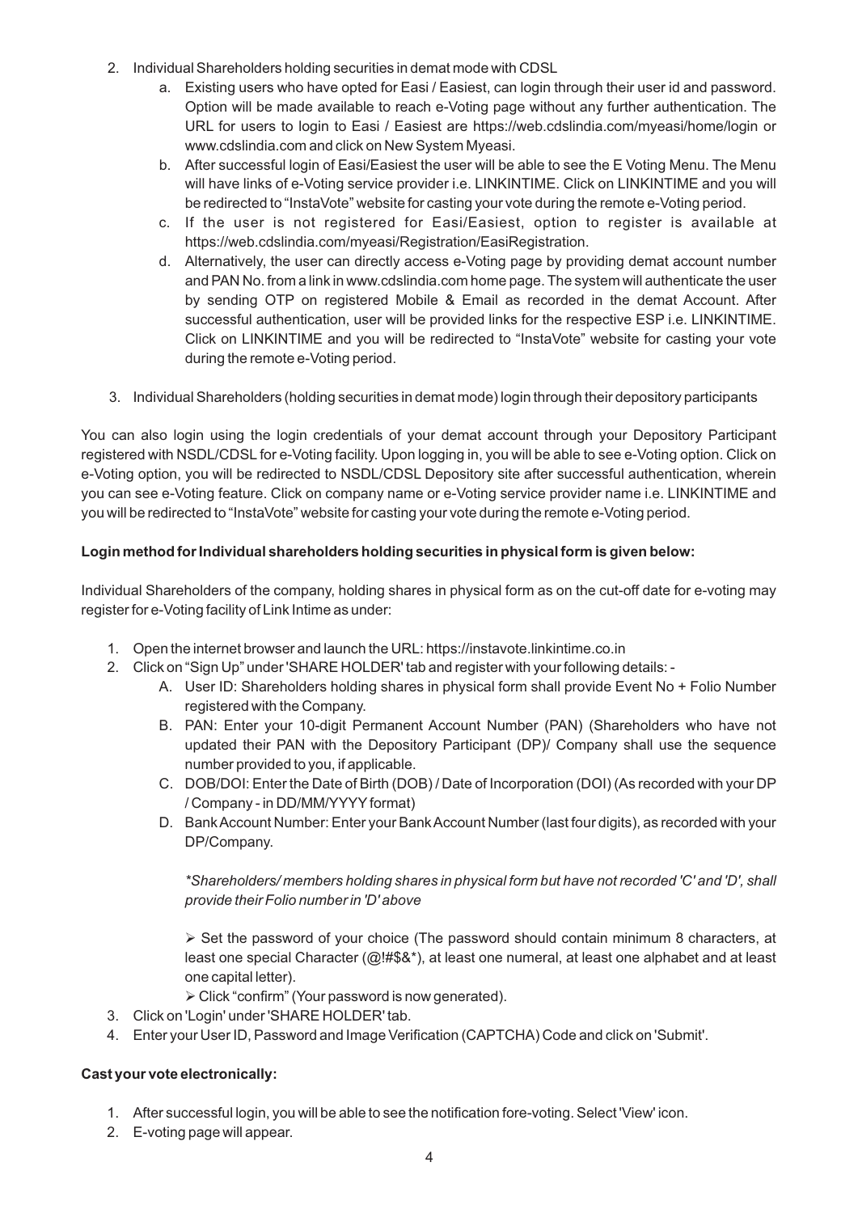2. Individual Shareholders holding securities in demat mode with CDSL
   a. Existing users who have opted for Easi / Easiest, can login through their user id and password. Option will be made available to reach e-Voting page without any further authentication. The URL for users to login to Easi / Easiest are https://web.cdslindia.com/myeasi/home/login or www.cdslindia.com and click on New System Myeasi.
   b. After successful login of Easi/Easiest the user will be able to see the E Voting Menu. The Menu will have links of e-Voting service provider i.e. LINKINTIME. Click on LINKINTIME and you will be redirected to "InstaVote" website for casting your vote during the remote e-Voting period.
   c. If the user is not registered for Easi/Easiest, option to register is available at https://web.cdslindia.com/myeasi/Registration/EasiRegistration.
   d. Alternatively, the user can directly access e-Voting page by providing demat account number and PAN No. from a link in www.cdslindia.com home page. The system will authenticate the user by sending OTP on registered Mobile & Email as recorded in the demat Account. After successful authentication, user will be provided links for the respective ESP i.e. LINKINTIME. Click on LINKINTIME and you will be redirected to "InstaVote" website for casting your vote during the remote e-Voting period.

3. Individual Shareholders (holding securities in demat mode) login through their depository participants

You can also login using the login credentials of your demat account through your Depository Participant registered with NSDL/CDSL for e-Voting facility. Upon logging in, you will be able to see e-Voting option. Click on e-Voting option, you will be redirected to NSDL/CDSL Depository site after successful authentication, wherein you can see e-Voting feature. Click on company name or e-Voting service provider name i.e. LINKINTIME and you will be redirected to "InstaVote" website for casting your vote during the remote e-Voting period.

**Login method for Individual shareholders holding securities in physical form is given below:**

Individual Shareholders of the company, holding shares in physical form as on the cut-off date for e-voting may register for e-Voting facility of Link Intime as under:

1. Open the internet browser and launch the URL: https://instavote.linkintime.co.in
2. Click on "Sign Up" under 'SHARE HOLDER' tab and register with your following details: -
   A. User ID: Shareholders holding shares in physical form shall provide Event No + Folio Number registered with the Company.
   B. PAN: Enter your 10-digit Permanent Account Number (PAN) (Shareholders who have not updated their PAN with the Depository Participant (DP)/ Company shall use the sequence number provided to you, if applicable.
   C. DOB/DOI: Enter the Date of Birth (DOB) / Date of Incorporation (DOI) (As recorded with your DP / Company - in DD/MM/YYYY format)
   D. Bank Account Number: Enter your Bank Account Number (last four digits), as recorded with your DP/Company.

   *\*Shareholders/ members holding shares in physical form but have not recorded 'C' and 'D', shall provide their Folio number in 'D' above*

   ➢ Set the password of your choice (The password should contain minimum 8 characters, at least one special Character (@!#$&*), at least one numeral, at least one alphabet and at least one capital letter).

   ➢ Click "confirm" (Your password is now generated).
3. Click on 'Login' under 'SHARE HOLDER' tab.
4. Enter your User ID, Password and Image Verification (CAPTCHA) Code and click on 'Submit'.

**Cast your vote electronically:**

1. After successful login, you will be able to see the notification fore-voting. Select 'View' icon.
2. E-voting page will appear.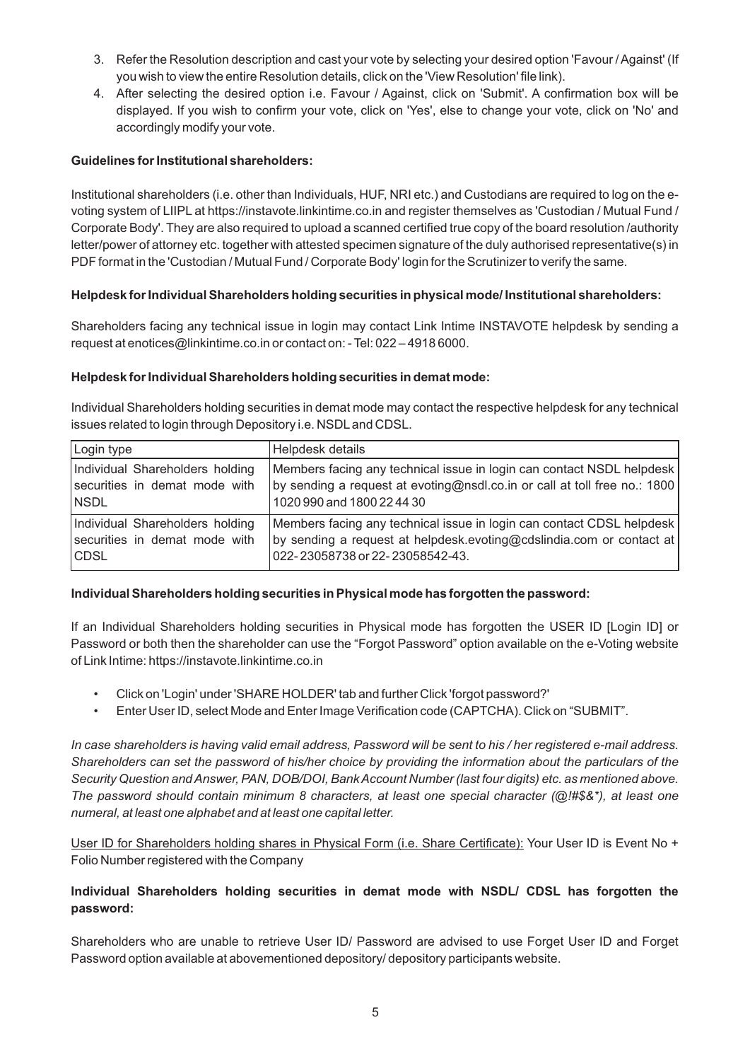3. Refer the Resolution description and cast your vote by selecting your desired option 'Favour / Against' (If you wish to view the entire Resolution details, click on the 'View Resolution' file link).
4. After selecting the desired option i.e. Favour / Against, click on 'Submit'. A confirmation box will be displayed. If you wish to confirm your vote, click on 'Yes', else to change your vote, click on 'No' and accordingly modify your vote.

**Guidelines for Institutional shareholders:**

Institutional shareholders (i.e. other than Individuals, HUF, NRI etc.) and Custodians are required to log on the e-voting system of LIIPL at https://instavote.linkintime.co.in and register themselves as 'Custodian / Mutual Fund / Corporate Body'. They are also required to upload a scanned certified true copy of the board resolution /authority letter/power of attorney etc. together with attested specimen signature of the duly authorised representative(s) in PDF format in the 'Custodian / Mutual Fund / Corporate Body' login for the Scrutinizer to verify the same.

**Helpdesk for Individual Shareholders holding securities in physical mode/ Institutional shareholders:**

Shareholders facing any technical issue in login may contact Link Intime INSTAVOTE helpdesk by sending a request at enotices@linkintime.co.in or contact on: - Tel: 022 – 4918 6000.

**Helpdesk for Individual Shareholders holding securities in demat mode:**

Individual Shareholders holding securities in demat mode may contact the respective helpdesk for any technical issues related to login through Depository i.e. NSDL and CDSL.

| Login type | Helpdesk details |
|---|---|
| Individual Shareholders holding securities in demat mode with NSDL | Members facing any technical issue in login can contact NSDL helpdesk by sending a request at evoting@nsdl.co.in or call at toll free no.: 1800 1020 990 and 1800 22 44 30 |
| Individual Shareholders holding securities in demat mode with CDSL | Members facing any technical issue in login can contact CDSL helpdesk by sending a request at helpdesk.evoting@cdslindia.com or contact at 022- 23058738 or 22- 23058542-43. |

**Individual Shareholders holding securities in Physical mode has forgotten the password:**

If an Individual Shareholders holding securities in Physical mode has forgotten the USER ID [Login ID] or Password or both then the shareholder can use the “Forgot Password” option available on the e-Voting website of Link Intime: https://instavote.linkintime.co.in

- Click on 'Login' under 'SHARE HOLDER' tab and further Click 'forgot password?'
- Enter User ID, select Mode and Enter Image Verification code (CAPTCHA). Click on “SUBMIT”.

*In case shareholders is having valid email address, Password will be sent to his / her registered e-mail address. Shareholders can set the password of his/her choice by providing the information about the particulars of the Security Question and Answer, PAN, DOB/DOI, Bank Account Number (last four digits) etc. as mentioned above. The password should contain minimum 8 characters, at least one special character (@!#$&*), at least one numeral, at least one alphabet and at least one capital letter.*

<u>User ID for Shareholders holding shares in Physical Form (i.e. Share Certificate):</u> Your User ID is Event No + Folio Number registered with the Company

**Individual Shareholders holding securities in demat mode with NSDL/ CDSL has forgotten the password:**

Shareholders who are unable to retrieve User ID/ Password are advised to use Forget User ID and Forget Password option available at abovementioned depository/ depository participants website.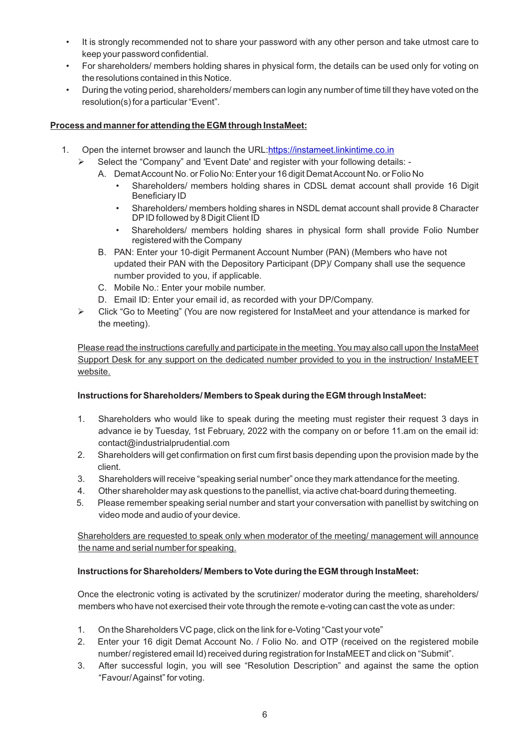- It is strongly recommended not to share your password with any other person and take utmost care to keep your password confidential.
- For shareholders/ members holding shares in physical form, the details can be used only for voting on the resolutions contained in this Notice.
- During the voting period, shareholders/ members can login any number of time till they have voted on the resolution(s) for a particular "Event".

**Process and manner for attending the EGM through InstaMeet:**

1. Open the internet browser and launch the URL:https://instameet.linkintime.co.in
   - Select the "Company" and 'Event Date' and register with your following details: -
     A. Demat Account No. or Folio No: Enter your 16 digit Demat Account No. or Folio No
        - Shareholders/ members holding shares in CDSL demat account shall provide 16 Digit Beneficiary ID
        - Shareholders/ members holding shares in NSDL demat account shall provide 8 Character DP ID followed by 8 Digit Client ID
        - Shareholders/ members holding shares in physical form shall provide Folio Number registered with the Company

     B. PAN: Enter your 10-digit Permanent Account Number (PAN) (Members who have not updated their PAN with the Depository Participant (DP)/ Company shall use the sequence number provided to you, if applicable.

     C. Mobile No.: Enter your mobile number.

     D. Email ID: Enter your email id, as recorded with your DP/Company.
   - Click "Go to Meeting" (You are now registered for InstaMeet and your attendance is marked for the meeting).

Please read the instructions carefully and participate in the meeting. You may also call upon the InstaMeet Support Desk for any support on the dedicated number provided to you in the instruction/ InstaMEET website.

**Instructions for Shareholders/ Members to Speak during the EGM through InstaMeet:**

1. Shareholders who would like to speak during the meeting must register their request 3 days in advance ie by Tuesday, 1st February, 2022 with the company on or before 11.am on the email id: contact@industrialprudential.com
2. Shareholders will get confirmation on first cum first basis depending upon the provision made by the client.
3. Shareholders will receive "speaking serial number" once they mark attendance for the meeting.
4. Other shareholder may ask questions to the panellist, via active chat-board during themeeting.
5. Please remember speaking serial number and start your conversation with panellist by switching on video mode and audio of your device.

Shareholders are requested to speak only when moderator of the meeting/ management will announce the name and serial number for speaking.

**Instructions for Shareholders/ Members to Vote during the EGM through InstaMeet:**

Once the electronic voting is activated by the scrutinizer/ moderator during the meeting, shareholders/ members who have not exercised their vote through the remote e-voting can cast the vote as under:

1. On the Shareholders VC page, click on the link for e-Voting "Cast your vote"
2. Enter your 16 digit Demat Account No. / Folio No. and OTP (received on the registered mobile number/ registered email Id) received during registration for InstaMEET and click on "Submit".
3. After successful login, you will see "Resolution Description" and against the same the option "Favour/ Against" for voting.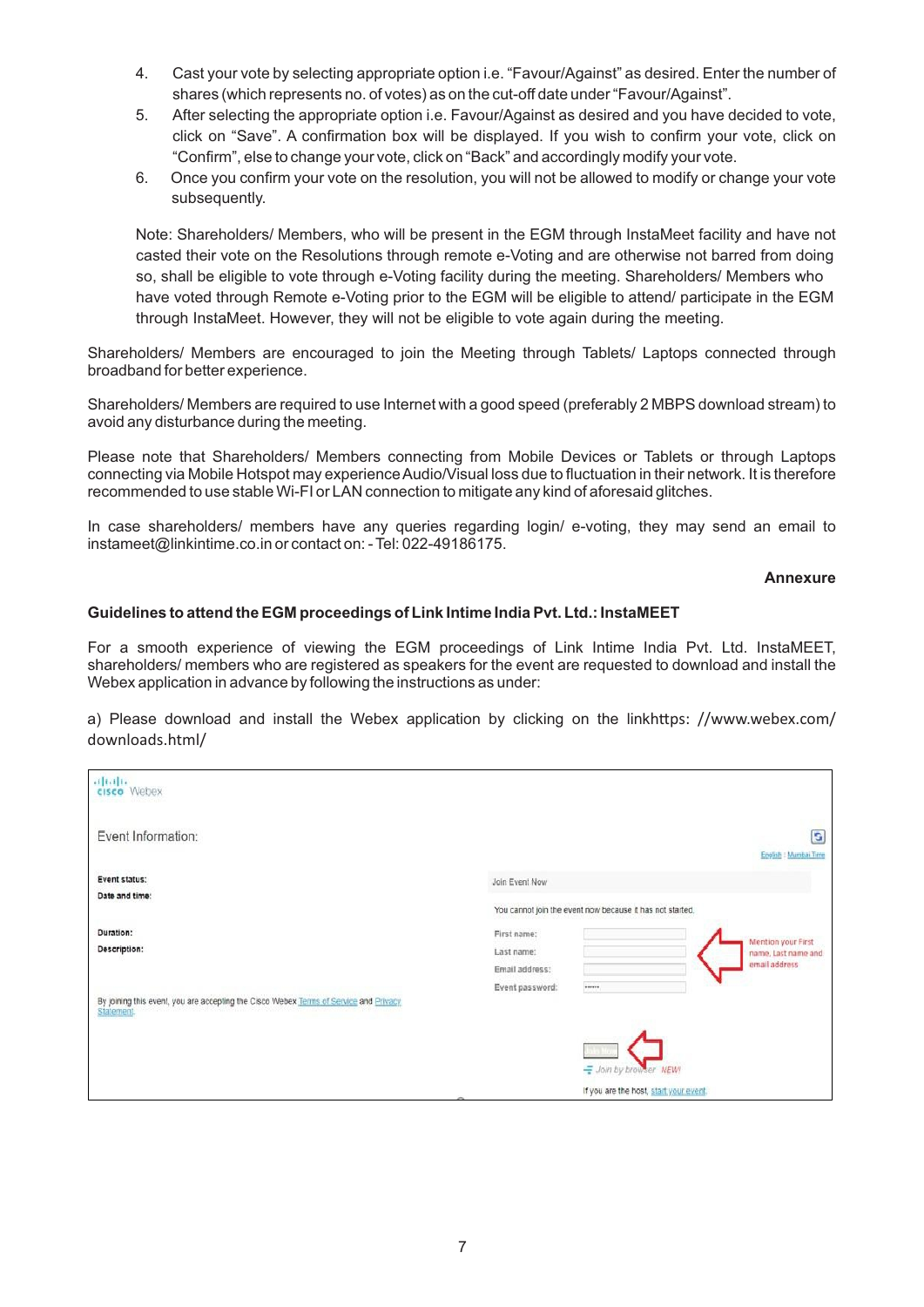4. Cast your vote by selecting appropriate option i.e. "Favour/Against" as desired. Enter the number of shares (which represents no. of votes) as on the cut-off date under "Favour/Against".
5. After selecting the appropriate option i.e. Favour/Against as desired and you have decided to vote, click on "Save". A confirmation box will be displayed. If you wish to confirm your vote, click on "Confirm", else to change your vote, click on "Back" and accordingly modify your vote.
6. Once you confirm your vote on the resolution, you will not be allowed to modify or change your vote subsequently.

Note: Shareholders/ Members, who will be present in the EGM through InstaMeet facility and have not casted their vote on the Resolutions through remote e-Voting and are otherwise not barred from doing so, shall be eligible to vote through e-Voting facility during the meeting. Shareholders/ Members who have voted through Remote e-Voting prior to the EGM will be eligible to attend/ participate in the EGM through InstaMeet. However, they will not be eligible to vote again during the meeting.

Shareholders/ Members are encouraged to join the Meeting through Tablets/ Laptops connected through broadband for better experience.

Shareholders/ Members are required to use Internet with a good speed (preferably 2 MBPS download stream) to avoid any disturbance during the meeting.

Please note that Shareholders/ Members connecting from Mobile Devices or Tablets or through Laptops connecting via Mobile Hotspot may experience Audio/Visual loss due to fluctuation in their network. It is therefore recommended to use stable Wi-FI or LAN connection to mitigate any kind of aforesaid glitches.

In case shareholders/ members have any queries regarding login/ e-voting, they may send an email to instameet@linkintime.co.in or contact on: - Tel: 022-49186175.

**Annexure**

**Guidelines to attend the EGM proceedings of Link Intime India Pvt. Ltd.: InstaMEET**

For a smooth experience of viewing the EGM proceedings of Link Intime India Pvt. Ltd. InstaMEET, shareholders/ members who are registered as speakers for the event are requested to download and install the Webex application in advance by following the instructions as under:

a) Please download and install the Webex application by clicking on the linkhttps: //www.webex.com/ downloads.html/

cisco Webex

Event Information:

Event status:
Date and time:

Duration:
Description:

By joining this event, you are accepting the Cisco Webex Terms of Service and Privacy Statement.

Join Event Now

You cannot join the event now because it has not started.

First name:
Last name:
Email address:
Event password:

Mention your First name, Last name and email address

Join by browser NEW!

If you are the host, start your event.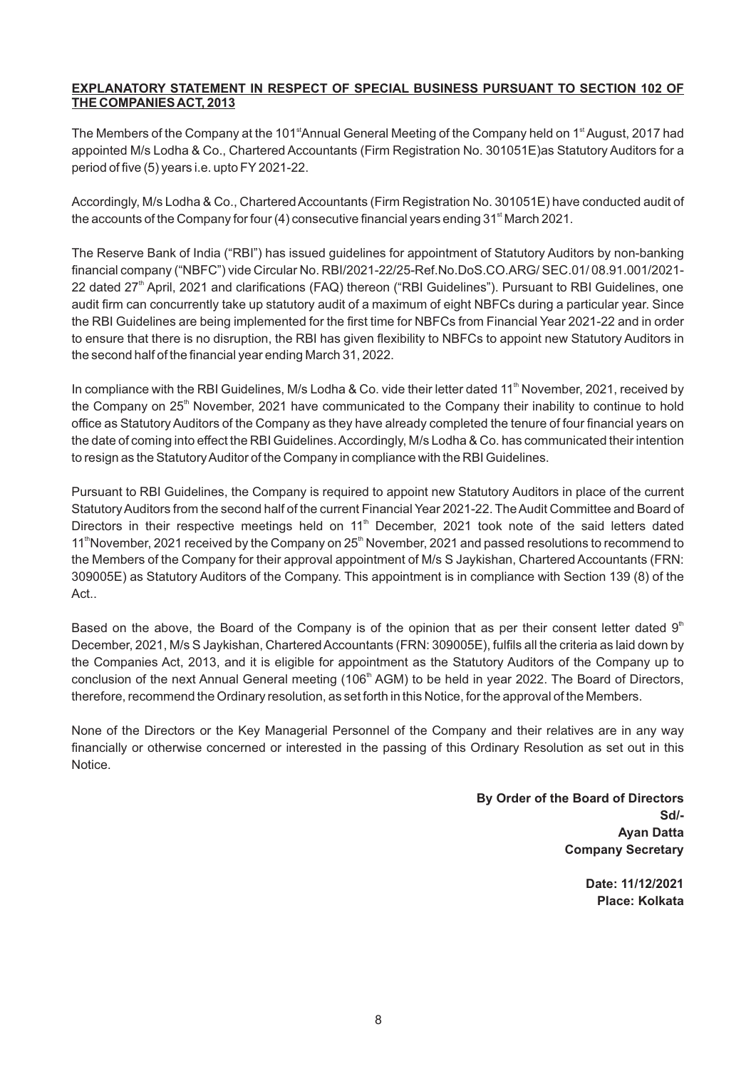**EXPLANATORY STATEMENT IN RESPECT OF SPECIAL BUSINESS PURSUANT TO SECTION 102 OF THE COMPANIES ACT, 2013**

The Members of the Company at the 101[st] Annual General Meeting of the Company held on 1[st] August, 2017 had appointed M/s Lodha & Co., Chartered Accountants (Firm Registration No. 301051E)as Statutory Auditors for a period of five (5) years i.e. upto FY 2021-22.

Accordingly, M/s Lodha & Co., Chartered Accountants (Firm Registration No. 301051E) have conducted audit of the accounts of the Company for four (4) consecutive financial years ending 31[st] March 2021.

The Reserve Bank of India ("RBI") has issued guidelines for appointment of Statutory Auditors by non-banking financial company ("NBFC") vide Circular No. RBI/2021-22/25-Ref.No.DoS.CO.ARG/ SEC.01/ 08.91.001/2021-22 dated 27[th] April, 2021 and clarifications (FAQ) thereon ("RBI Guidelines"). Pursuant to RBI Guidelines, one audit firm can concurrently take up statutory audit of a maximum of eight NBFCs during a particular year. Since the RBI Guidelines are being implemented for the first time for NBFCs from Financial Year 2021-22 and in order to ensure that there is no disruption, the RBI has given flexibility to NBFCs to appoint new Statutory Auditors in the second half of the financial year ending March 31, 2022.

In compliance with the RBI Guidelines, M/s Lodha & Co. vide their letter dated 11[th] November, 2021, received by the Company on 25[th] November, 2021 have communicated to the Company their inability to continue to hold office as Statutory Auditors of the Company as they have already completed the tenure of four financial years on the date of coming into effect the RBI Guidelines. Accordingly, M/s Lodha & Co. has communicated their intention to resign as the Statutory Auditor of the Company in compliance with the RBI Guidelines.

Pursuant to RBI Guidelines, the Company is required to appoint new Statutory Auditors in place of the current Statutory Auditors from the second half of the current Financial Year 2021-22. The Audit Committee and Board of Directors in their respective meetings held on 11[th] December, 2021 took note of the said letters dated 11[th]November, 2021 received by the Company on 25[th] November, 2021 and passed resolutions to recommend to the Members of the Company for their approval appointment of M/s S Jaykishan, Chartered Accountants (FRN: 309005E) as Statutory Auditors of the Company. This appointment is in compliance with Section 139 (8) of the Act..

Based on the above, the Board of the Company is of the opinion that as per their consent letter dated 9[th] December, 2021, M/s S Jaykishan, Chartered Accountants (FRN: 309005E), fulfils all the criteria as laid down by the Companies Act, 2013, and it is eligible for appointment as the Statutory Auditors of the Company up to conclusion of the next Annual General meeting (106[th] AGM) to be held in year 2022. The Board of Directors, therefore, recommend the Ordinary resolution, as set forth in this Notice, for the approval of the Members.

None of the Directors or the Key Managerial Personnel of the Company and their relatives are in any way financially or otherwise concerned or interested in the passing of this Ordinary Resolution as set out in this Notice.

**By Order of the Board of Directors**
**Sd/-**
**Ayan Datta**
**Company Secretary**

**Date: 11/12/2021**
**Place: Kolkata**